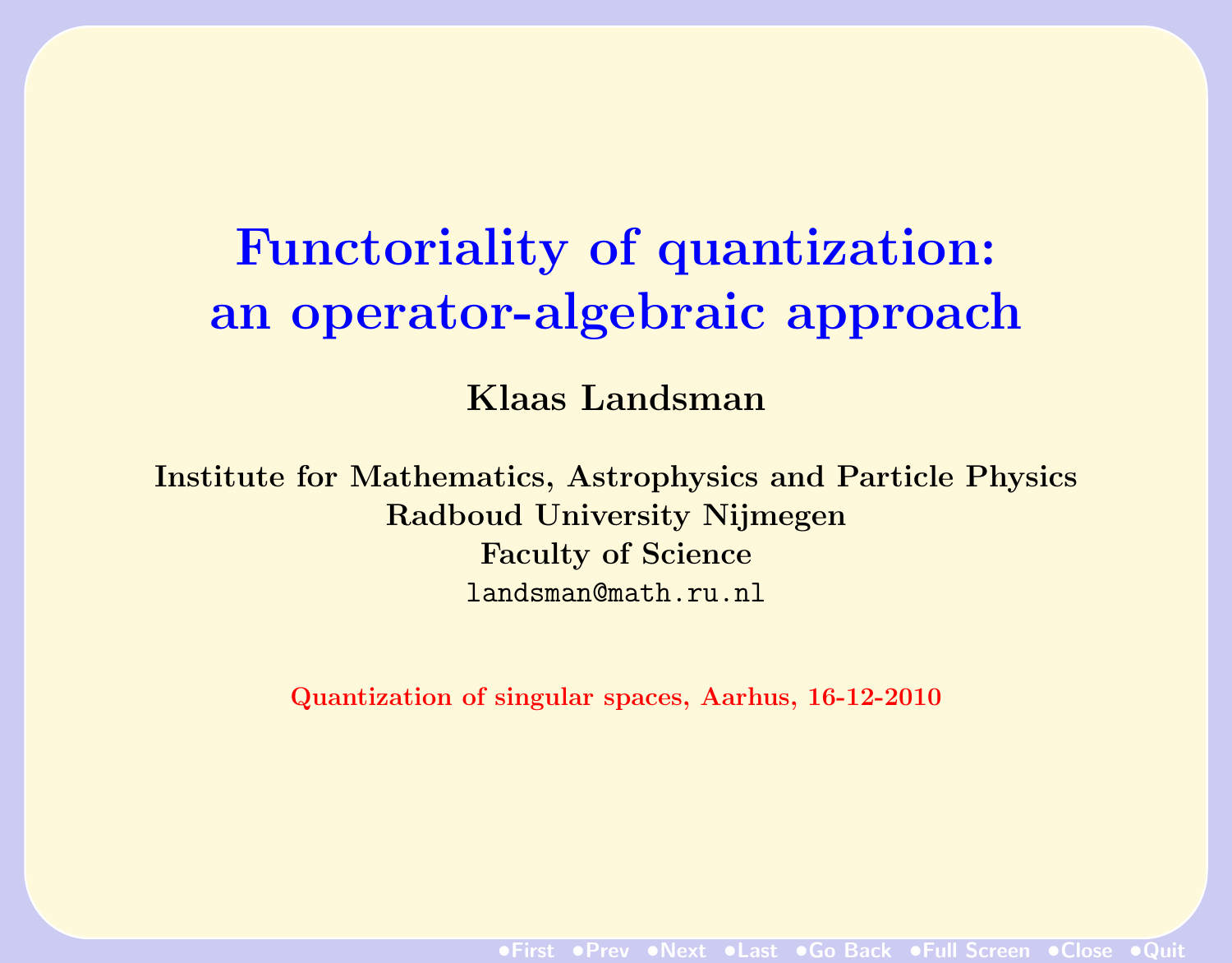# Functoriality of quantization: an operator-algebraic approach

**Klaas Landsman**

**Institute for Mathematics, Astrophysics and Particle Physics**
**Radboud University Nijmegen**
**Faculty of Science**
`landsman@math.ru.nl`

**Quantization of singular spaces, Aarhus, 16-12-2010**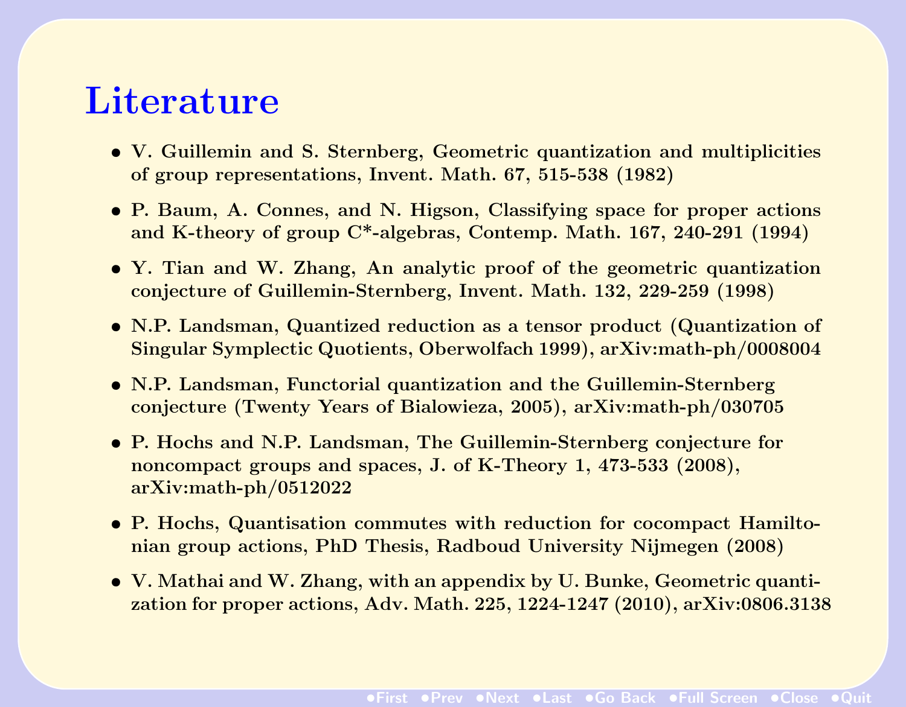# Literature

- V. Guillemin and S. Sternberg, Geometric quantization and multiplicities of group representations, Invent. Math. 67, 515-538 (1982)
- P. Baum, A. Connes, and N. Higson, Classifying space for proper actions and K-theory of group C*-algebras, Contemp. Math. 167, 240-291 (1994)
- Y. Tian and W. Zhang, An analytic proof of the geometric quantization conjecture of Guillemin-Sternberg, Invent. Math. 132, 229-259 (1998)
- N.P. Landsman, Quantized reduction as a tensor product (Quantization of Singular Symplectic Quotients, Oberwolfach 1999), arXiv:math-ph/0008004
- N.P. Landsman, Functorial quantization and the Guillemin-Sternberg conjecture (Twenty Years of Bialowieza, 2005), arXiv:math-ph/030705
- P. Hochs and N.P. Landsman, The Guillemin-Sternberg conjecture for noncompact groups and spaces, J. of K-Theory 1, 473-533 (2008), arXiv:math-ph/0512022
- P. Hochs, Quantisation commutes with reduction for cocompact Hamiltonian group actions, PhD Thesis, Radboud University Nijmegen (2008)
- V. Mathai and W. Zhang, with an appendix by U. Bunke, Geometric quantization for proper actions, Adv. Math. 225, 1224-1247 (2010), arXiv:0806.3138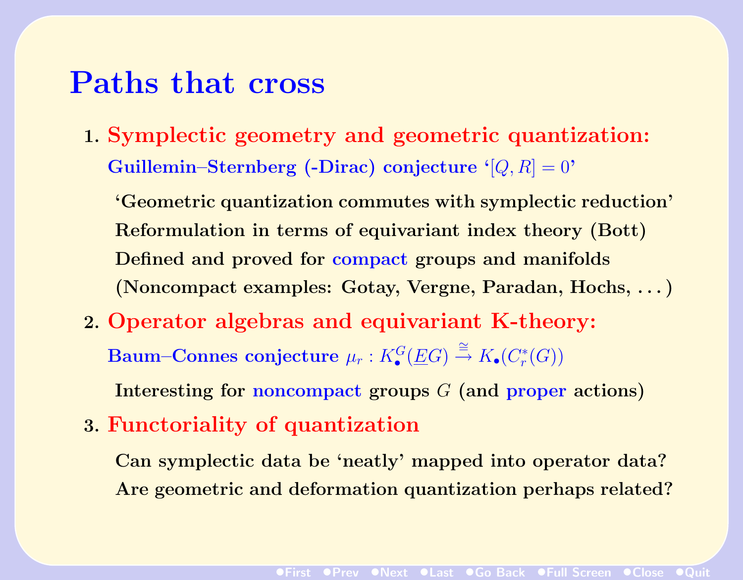# Paths that cross

1. **Symplectic geometry and geometric quantization:**

   **Guillemin–Sternberg (-Dirac) conjecture '$[Q, R] = 0$'**

   'Geometric quantization commutes with symplectic reduction'

   Reformulation in terms of equivariant index theory (Bott)

   Defined and proved for compact groups and manifolds

   (Noncompact examples: Gotay, Vergne, Paradan, Hochs, . . . )

2. **Operator algebras and equivariant K-theory:**

   **Baum–Connes conjecture** $\mu_r : K_\bullet^G(\underline{E}G) \xrightarrow{\cong} K_\bullet(C_r^*(G))$

   Interesting for noncompact groups $G$ (and proper actions)

3. **Functoriality of quantization**

   Can symplectic data be 'neatly' mapped into operator data?

   Are geometric and deformation quantization perhaps related?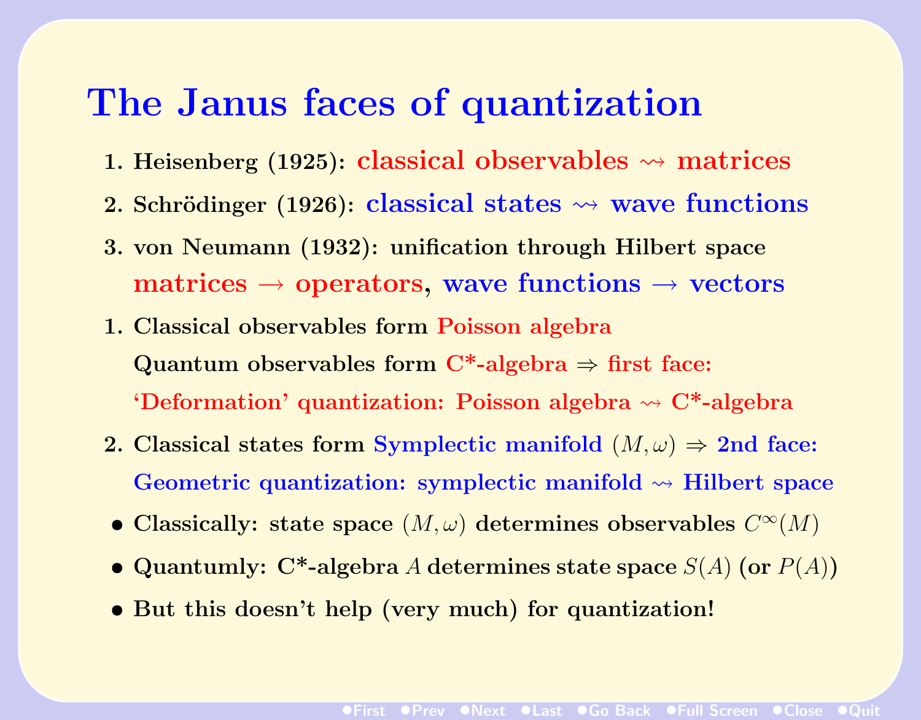# The Janus faces of quantization

1. Heisenberg (1925): classical observables $\rightsquigarrow$ matrices
2. Schrödinger (1926): classical states $\rightsquigarrow$ wave functions
3. von Neumann (1932): unification through Hilbert space
   matrices $\rightarrow$ operators, wave functions $\rightarrow$ vectors

1. Classical observables form Poisson algebra
   Quantum observables form C*-algebra $\Rightarrow$ first face:
   'Deformation' quantization: Poisson algebra $\rightsquigarrow$ C*-algebra
2. Classical states form Symplectic manifold $(M, \omega)$ $\Rightarrow$ 2nd face:
   Geometric quantization: symplectic manifold $\rightsquigarrow$ Hilbert space

- Classically: state space $(M, \omega)$ determines observables $C^\infty(M)$
- Quantumly: C*-algebra $A$ determines state space $S(A)$ (or $P(A)$)
- But this doesn't help (very much) for quantization!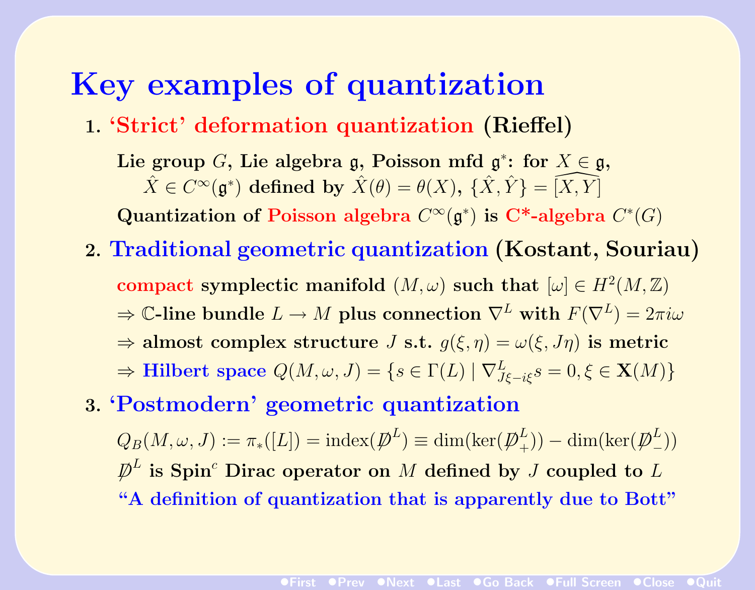# Key examples of quantization

1. **'Strict' deformation quantization (Rieffel)**

   **Lie group $G$, Lie algebra $\mathfrak{g}$, Poisson mfd $\mathfrak{g}^*$: for $X \in \mathfrak{g}$,**
   **$\hat{X} \in C^\infty(\mathfrak{g}^*)$ defined by $\hat{X}(\theta) = \theta(X)$, $\{\hat{X}, \hat{Y}\} = \widehat{[X, Y]}$**

   **Quantization of Poisson algebra $C^\infty(\mathfrak{g}^*)$ is C\*-algebra $C^*(G)$**

2. **Traditional geometric quantization (Kostant, Souriau)**

   **compact symplectic manifold $(M, \omega)$ such that $[\omega] \in H^2(M, \mathbb{Z})$**

   **$\Rightarrow$ $\mathbb{C}$-line bundle $L \to M$ plus connection $\nabla^L$ with $F(\nabla^L) = 2\pi i \omega$**

   **$\Rightarrow$ almost complex structure $J$ s.t. $g(\xi, \eta) = \omega(\xi, J\eta)$ is metric**

   **$\Rightarrow$ Hilbert space $Q(M, \omega, J) = \{s \in \Gamma(L) \mid \nabla^L_{J\xi - i\xi} s = 0, \xi \in \mathbf{X}(M)\}$**

3. **'Postmodern' geometric quantization**

   $Q_B(M, \omega, J) := \pi_*([L]) = \mathrm{index}(\not{D}^L) \equiv \dim(\ker(\not{D}^L_+)) - \dim(\ker(\not{D}^L_-))$

   **$\not{D}^L$ is Spin$^c$ Dirac operator on $M$ defined by $J$ coupled to $L$**

   **"A definition of quantization that is apparently due to Bott"**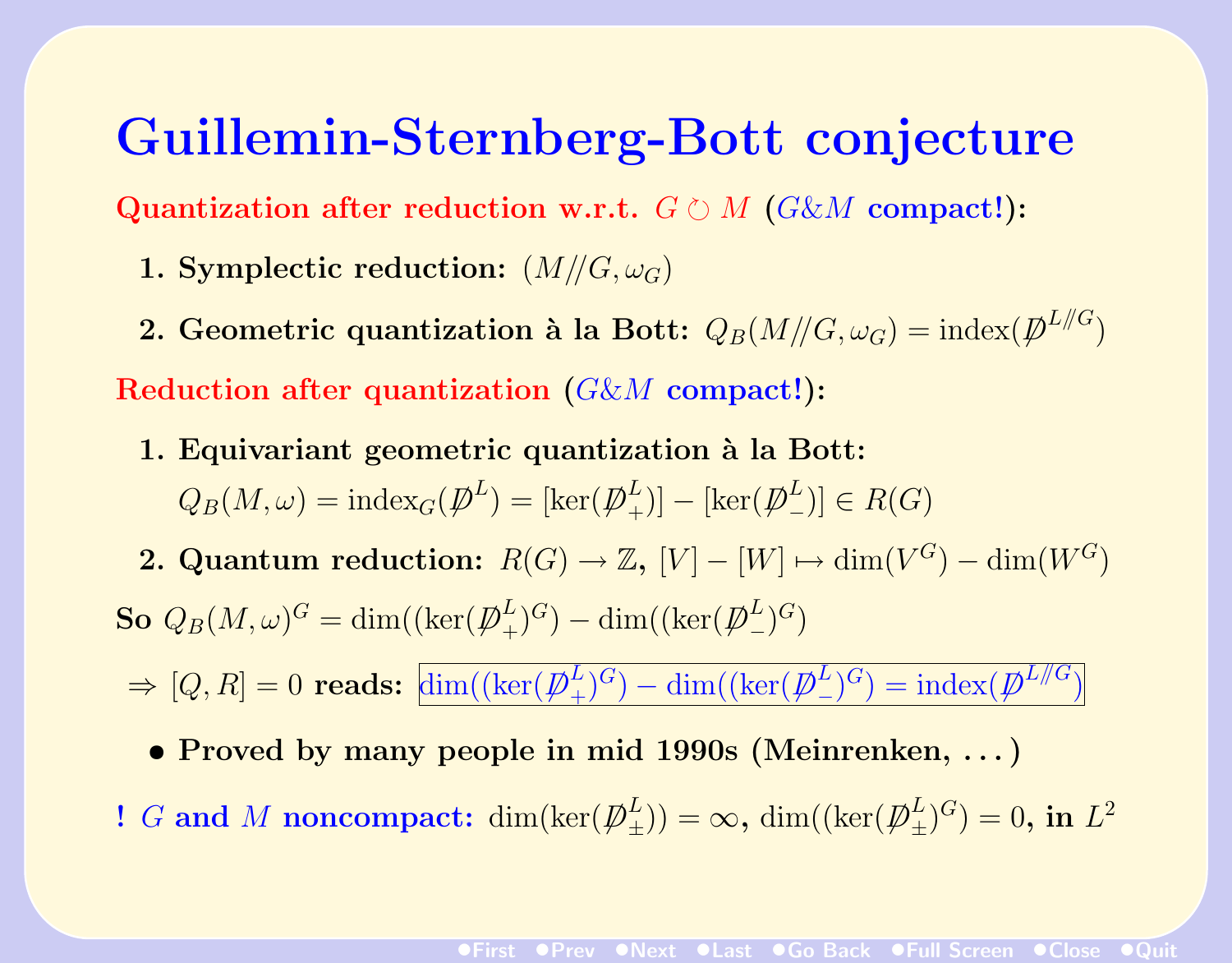# Guillemin-Sternberg-Bott conjecture

**Quantization after reduction w.r.t. $G \circlearrowright M$ ($G$&$M$ compact!):**

1. **Symplectic reduction:** $(M/\!/G, \omega_G)$
2. **Geometric quantization à la Bott:** $Q_B(M/\!/G, \omega_G) = \mathrm{index}(\not{D}^{L/\!/G})$

**Reduction after quantization ($G$&$M$ compact!):**

1. **Equivariant geometric quantization à la Bott:**
   $Q_B(M, \omega) = \mathrm{index}_G(\not{D}^L) = [\ker(\not{D}^L_+)] - [\ker(\not{D}^L_-)] \in R(G)$
2. **Quantum reduction:** $R(G) \to \mathbb{Z}$, $[V] - [W] \mapsto \dim(V^G) - \dim(W^G)$

**So** $Q_B(M, \omega)^G = \dim((\ker(\not{D}^L_+)^G) - \dim((\ker(\not{D}^L_-)^G)$

$\Rightarrow [Q, R] = 0$ **reads:** $\boxed{\dim((\ker(\not{D}^L_+)^G) - \dim((\ker(\not{D}^L_-)^G) = \mathrm{index}(\not{D}^{L/\!/G})}$

- **Proved by many people in mid 1990s (Meinrenken, ...)**

**! $G$ and $M$ noncompact:** $\dim(\ker(\not{D}^L_\pm)) = \infty$, $\dim((\ker(\not{D}^L_\pm)^G) = 0$, **in** $L^2$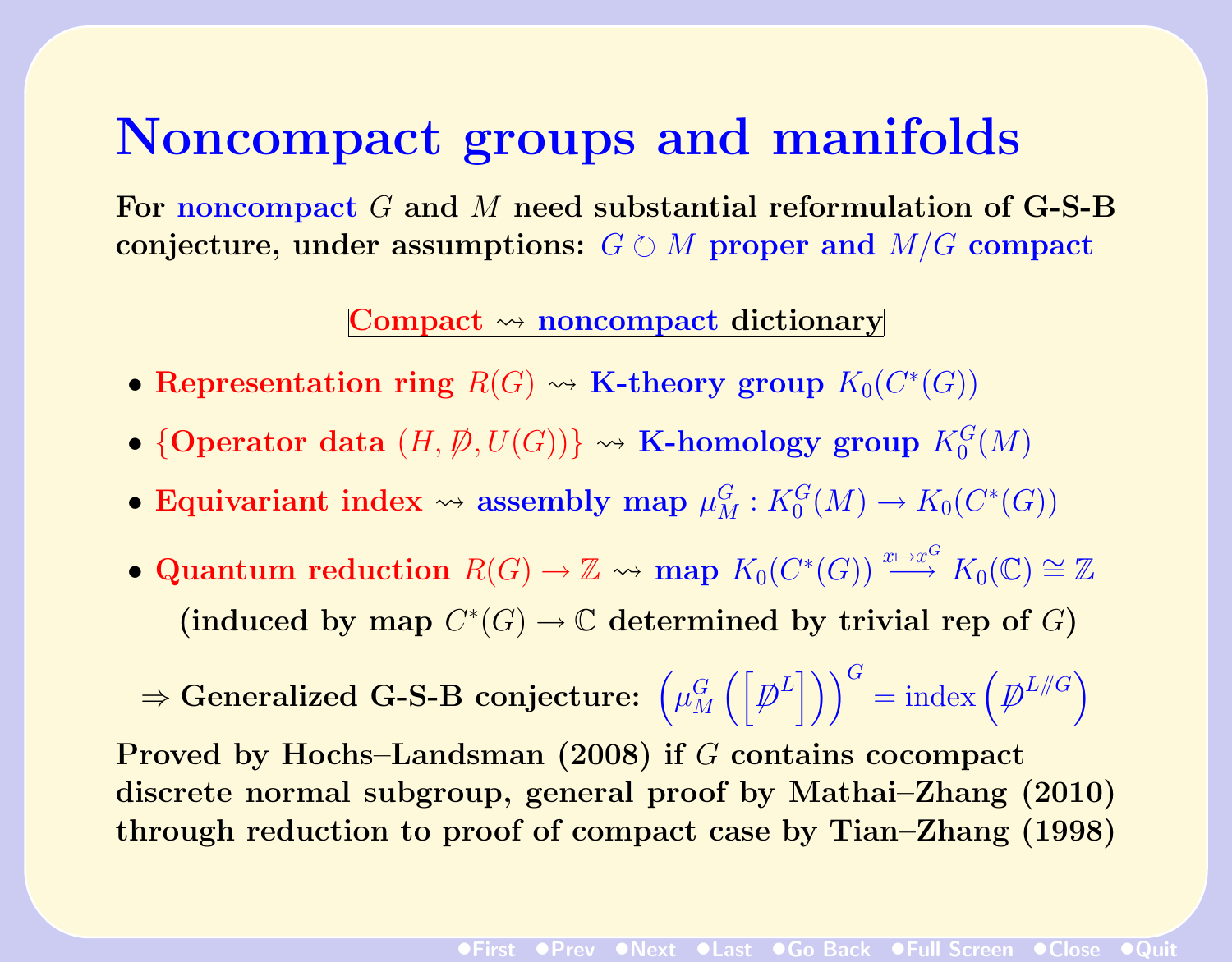# Noncompact groups and manifolds

**For noncompact $G$ and $M$ need substantial reformulation of G-S-B conjecture, under assumptions: $G \circlearrowright M$ proper and $M/G$ compact**

**Compact $\rightsquigarrow$ noncompact dictionary**

- **Representation ring $R(G)$ $\rightsquigarrow$ K-theory group $K_0(C^*(G))$**
- **{Operator data $(H, \not{D}, U(G))$} $\rightsquigarrow$ K-homology group $K_0^G(M)$**
- **Equivariant index $\rightsquigarrow$ assembly map $\mu_M^G : K_0^G(M) \to K_0(C^*(G))$**
- **Quantum reduction $R(G) \to \mathbb{Z}$ $\rightsquigarrow$ map $K_0(C^*(G)) \xrightarrow{x \mapsto x^G} K_0(\mathbb{C}) \cong \mathbb{Z}$**

  **(induced by map $C^*(G) \to \mathbb{C}$ determined by trivial rep of $G$)**

$\Rightarrow$ **Generalized G-S-B conjecture:** $\left(\mu_M^G\left(\left[\not{D}^L\right]\right)\right)^G = \text{index}\left(\not{D}^{L/\!/G}\right)$

**Proved by Hochs–Landsman (2008) if $G$ contains cocompact discrete normal subgroup, general proof by Mathai–Zhang (2010) through reduction to proof of compact case by Tian–Zhang (1998)**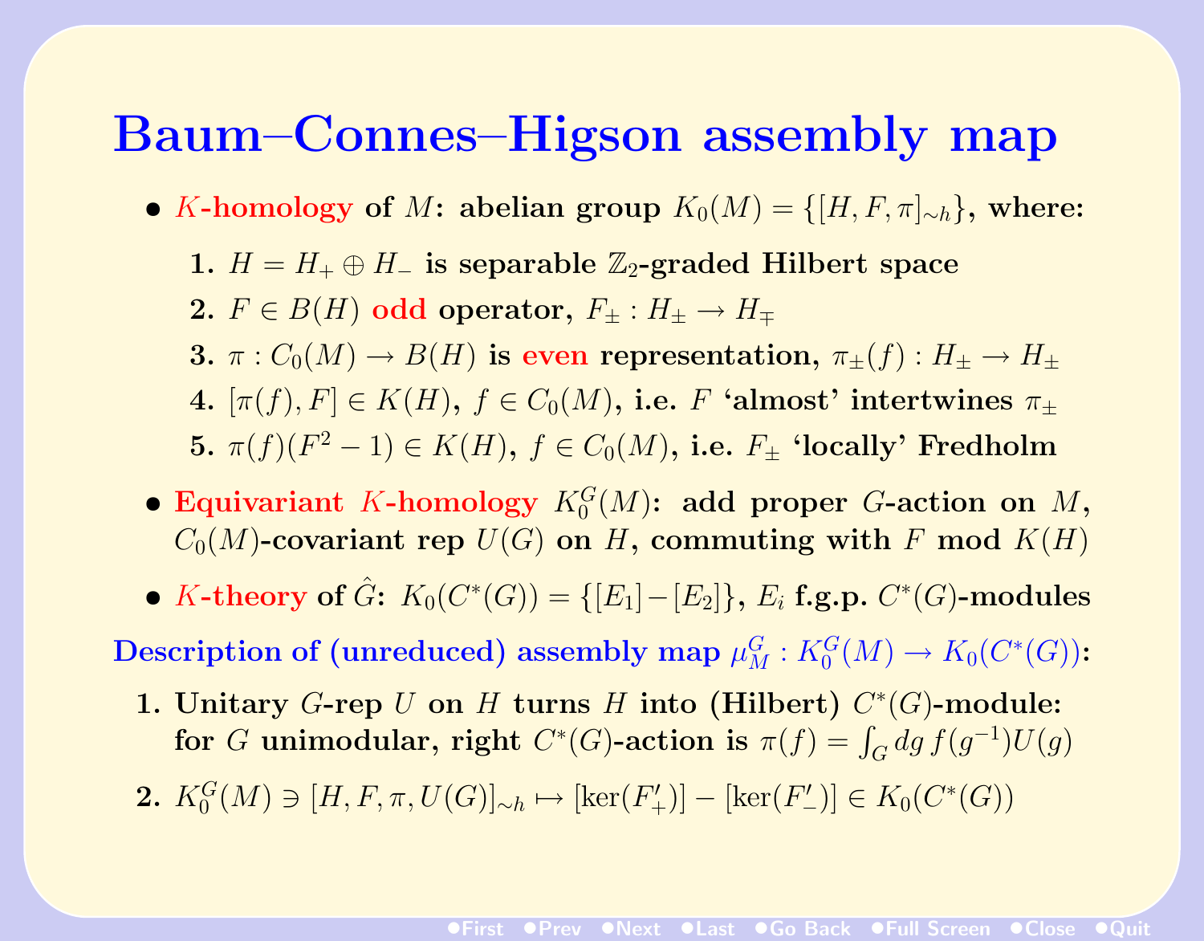# Baum–Connes–Higson assembly map

- **$K$-homology of $M$: abelian group $K_0(M) = \{[H, F, \pi]_{\sim h}\}$, where:**
  1. **$H = H_+ \oplus H_-$ is separable $\mathbb{Z}_2$-graded Hilbert space**
  2. **$F \in B(H)$ odd operator, $F_\pm : H_\pm \to H_\mp$**
  3. **$\pi : C_0(M) \to B(H)$ is even representation, $\pi_\pm(f) : H_\pm \to H_\pm$**
  4. **$[\pi(f), F] \in K(H)$, $f \in C_0(M)$, i.e. $F$ 'almost' intertwines $\pi_\pm$**
  5. **$\pi(f)(F^2 - 1) \in K(H)$, $f \in C_0(M)$, i.e. $F_\pm$ 'locally' Fredholm**
- **Equivariant $K$-homology $K_0^G(M)$: add proper $G$-action on $M$, $C_0(M)$-covariant rep $U(G)$ on $H$, commuting with $F$ mod $K(H)$**
- **$K$-theory of $\hat{G}$: $K_0(C^*(G)) = \{[E_1] - [E_2]\}$, $E_i$ f.g.p. $C^*(G)$-modules**

**Description of (unreduced) assembly map $\mu_M^G : K_0^G(M) \to K_0(C^*(G))$:**

1. **Unitary $G$-rep $U$ on $H$ turns $H$ into (Hilbert) $C^*(G)$-module: for $G$ unimodular, right $C^*(G)$-action is $\pi(f) = \int_G dg\, f(g^{-1}) U(g)$**
2. **$K_0^G(M) \ni [H, F, \pi, U(G)]_{\sim h} \mapsto [\ker(F'_+)] - [\ker(F'_-)] \in K_0(C^*(G))$**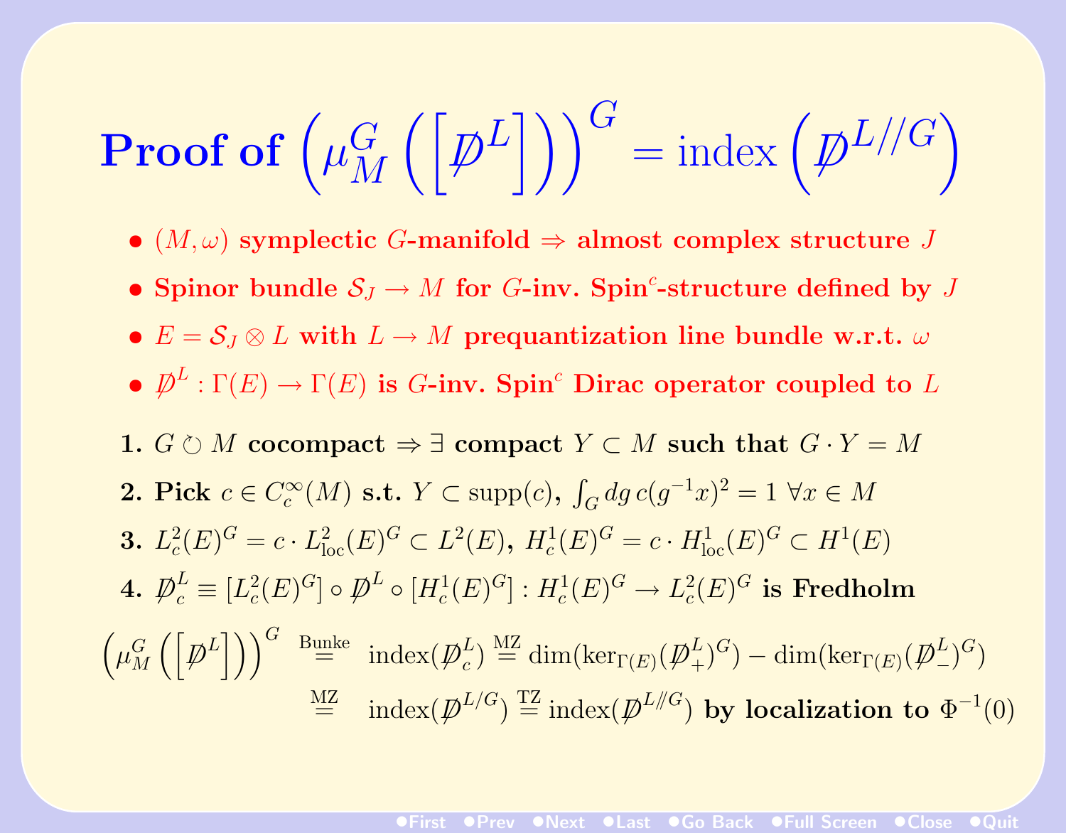# Proof of $\left(\mu_M^G\left(\left[\not{D}^L\right]\right)\right)^G = \mathrm{index}\left(\not{D}^{L//G}\right)$

- $(M,\omega)$ **symplectic** $G$**-manifold** $\Rightarrow$ **almost complex structure** $J$
- **Spinor bundle** $\mathcal{S}_J \to M$ **for** $G$**-inv. Spin**$^c$**-structure defined by** $J$
- $E = \mathcal{S}_J \otimes L$ **with** $L \to M$ **prequantization line bundle w.r.t.** $\omega$
- $\not{D}^L : \Gamma(E) \to \Gamma(E)$ **is** $G$**-inv. Spin**$^c$ **Dirac operator coupled to** $L$

1. $G \circlearrowright M$ **cocompact** $\Rightarrow \exists$ **compact** $Y \subset M$ **such that** $G \cdot Y = M$
2. **Pick** $c \in C_c^\infty(M)$ **s.t.** $Y \subset \mathrm{supp}(c)$, $\int_G dg\, c(g^{-1}x)^2 = 1\ \forall x \in M$
3. $L_c^2(E)^G = c \cdot L_{\mathrm{loc}}^2(E)^G \subset L^2(E)$, $H_c^1(E)^G = c \cdot H_{\mathrm{loc}}^1(E)^G \subset H^1(E)$
4. $\not{D}_c^L \equiv [L_c^2(E)^G] \circ \not{D}^L \circ [H_c^1(E)^G] : H_c^1(E)^G \to L_c^2(E)^G$ **is Fredholm**

$$\left(\mu_M^G\left(\left[\not{D}^L\right]\right)\right)^G \overset{\text{Bunke}}{=} \mathrm{index}(\not{D}_c^L) \overset{\text{MZ}}{=} \dim(\ker_{\Gamma(E)}(\not{D}_+^L)^G) - \dim(\ker_{\Gamma(E)}(\not{D}_-^L)^G)$$

$$\overset{\text{MZ}}{=} \mathrm{index}(\not{D}^{L/G}) \overset{\text{TZ}}{=} \mathrm{index}(\not{D}^{L/\!\!/G}) \text{ by localization to } \Phi^{-1}(0)$$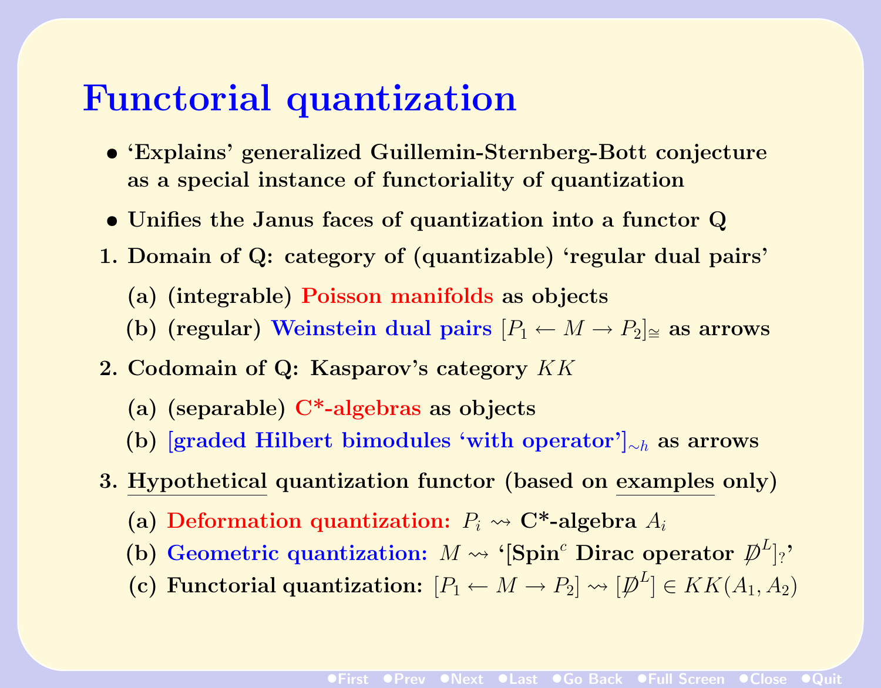# Functorial quantization

- 'Explains' generalized Guillemin-Sternberg-Bott conjecture as a special instance of functoriality of quantization
- Unifies the Janus faces of quantization into a functor Q

1. Domain of Q: category of (quantizable) 'regular dual pairs'
   - (a) (integrable) Poisson manifolds as objects
   - (b) (regular) Weinstein dual pairs $[P_1 \leftarrow M \rightarrow P_2]_{\cong}$ as arrows
2. Codomain of Q: Kasparov's category $KK$
   - (a) (separable) C*-algebras as objects
   - (b) [graded Hilbert bimodules 'with operator']$_{\sim h}$ as arrows
3. <u>Hypothetical</u> quantization functor (based on <u>examples</u> only)
   - (a) Deformation quantization: $P_i \rightsquigarrow$ C*-algebra $A_i$
   - (b) Geometric quantization: $M \rightsquigarrow$ '[Spin$^c$ Dirac operator $\not{D}^L]_?$'
   - (c) Functorial quantization: $[P_1 \leftarrow M \rightarrow P_2] \rightsquigarrow [\not{D}^L] \in KK(A_1, A_2)$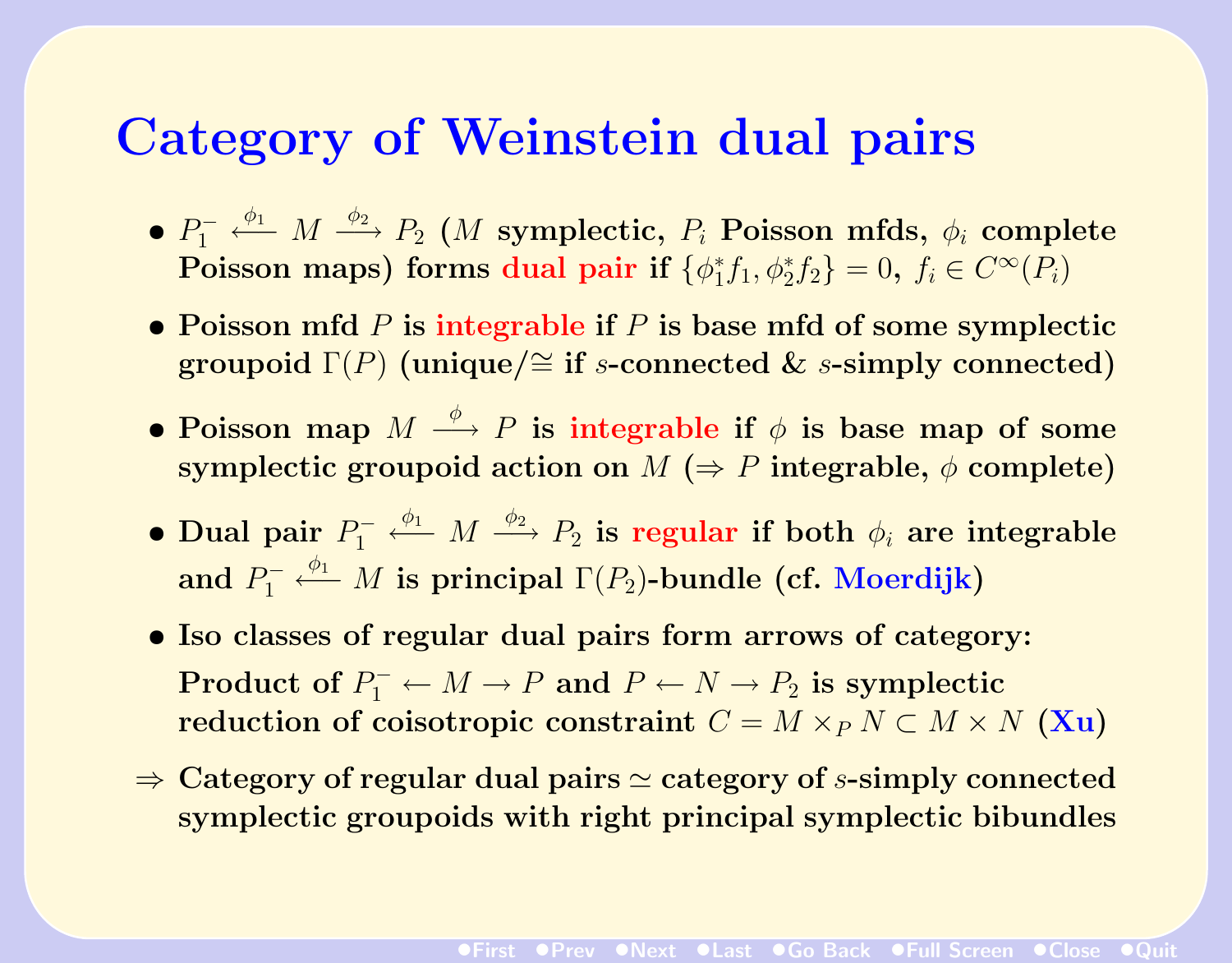# Category of Weinstein dual pairs

- $P_1^- \xleftarrow{\phi_1} M \xrightarrow{\phi_2} P_2$ ($M$ symplectic, $P_i$ Poisson mfds, $\phi_i$ complete Poisson maps) forms dual pair if $\{\phi_1^* f_1, \phi_2^* f_2\} = 0$, $f_i \in C^\infty(P_i)$
- Poisson mfd $P$ is integrable if $P$ is base mfd of some symplectic groupoid $\Gamma(P)$ (unique/$\cong$ if $s$-connected & $s$-simply connected)
- Poisson map $M \xrightarrow{\phi} P$ is integrable if $\phi$ is base map of some symplectic groupoid action on $M$ ($\Rightarrow P$ integrable, $\phi$ complete)
- Dual pair $P_1^- \xleftarrow{\phi_1} M \xrightarrow{\phi_2} P_2$ is regular if both $\phi_i$ are integrable and $P_1^- \xleftarrow{\phi_1} M$ is principal $\Gamma(P_2)$-bundle (cf. Moerdijk)
- Iso classes of regular dual pairs form arrows of category: Product of $P_1^- \leftarrow M \rightarrow P$ and $P \leftarrow N \rightarrow P_2$ is symplectic reduction of coisotropic constraint $C = M \times_P N \subset M \times N$ (Xu)

$\Rightarrow$ Category of regular dual pairs $\simeq$ category of $s$-simply connected symplectic groupoids with right principal symplectic bibundles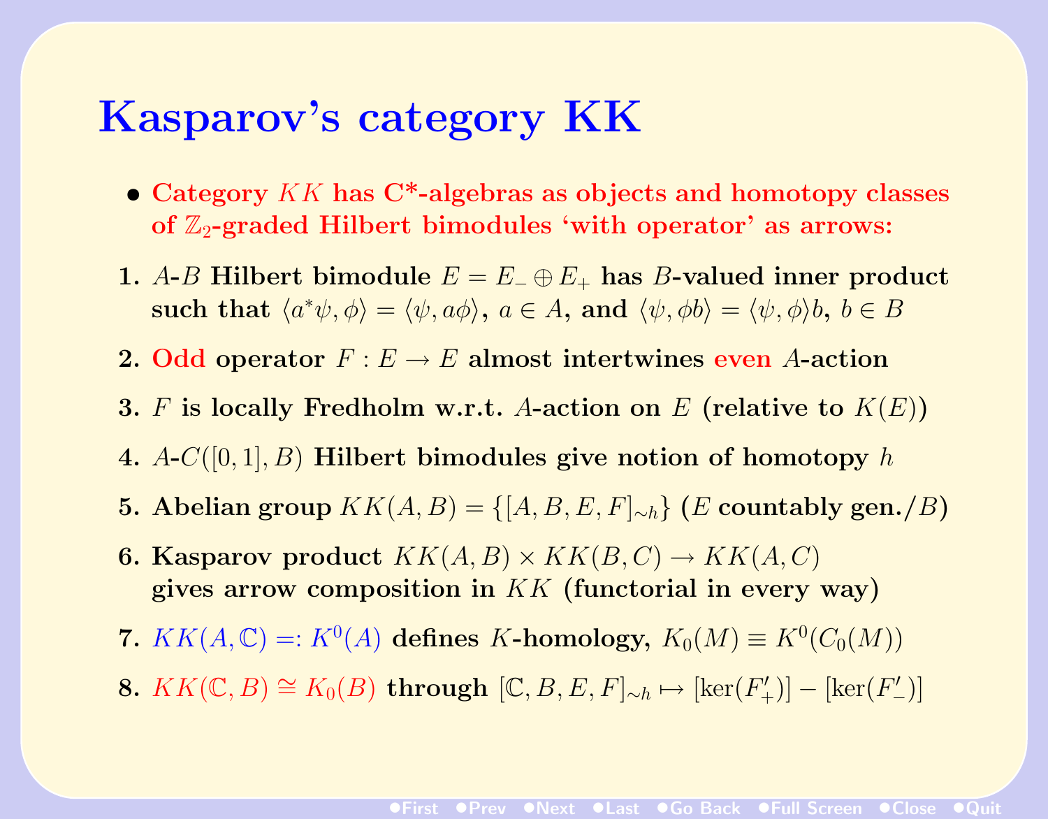# Kasparov's category KK

- **Category $KK$ has C\*-algebras as objects and homotopy classes of $\mathbb{Z}_2$-graded Hilbert bimodules 'with operator' as arrows:**

1. **$A$-$B$ Hilbert bimodule $E = E_- \oplus E_+$ has $B$-valued inner product such that $\langle a^*\psi, \phi\rangle = \langle \psi, a\phi\rangle$, $a \in A$, and $\langle \psi, \phi b\rangle = \langle \psi, \phi\rangle b$, $b \in B$**
2. **Odd operator $F : E \to E$ almost intertwines even $A$-action**
3. **$F$ is locally Fredholm w.r.t. $A$-action on $E$ (relative to $K(E)$)**
4. **$A$-$C([0,1], B)$ Hilbert bimodules give notion of homotopy $h$**
5. **Abelian group $KK(A,B) = \{[A,B,E,F]_{\sim h}\}$ ($E$ countably gen./$B$)**
6. **Kasparov product $KK(A,B) \times KK(B,C) \to KK(A,C)$ gives arrow composition in $KK$ (functorial in every way)**
7. **$KK(A, \mathbb{C}) =: K^0(A)$ defines $K$-homology, $K_0(M) \equiv K^0(C_0(M))$**
8. **$KK(\mathbb{C}, B) \cong K_0(B)$ through $[\mathbb{C}, B, E, F]_{\sim h} \mapsto [\ker(F'_+)] - [\ker(F'_-)]$**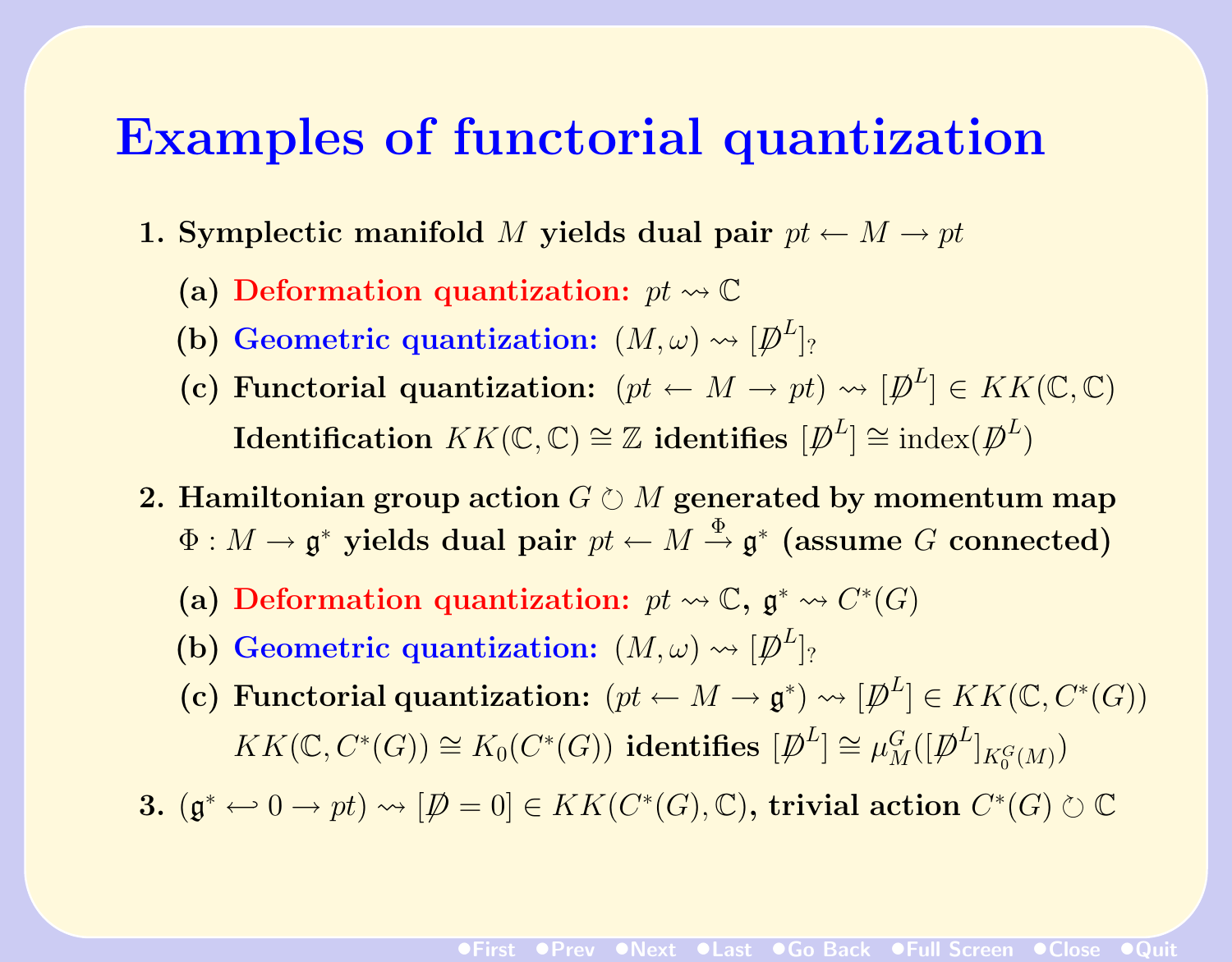# Examples of functorial quantization

1. **Symplectic manifold $M$ yields dual pair $pt \leftarrow M \rightarrow pt$**
   - (a) **Deformation quantization:** $pt \rightsquigarrow \mathbb{C}$
   - (b) **Geometric quantization:** $(M, \omega) \rightsquigarrow [\not{D}^L]_?$
   - (c) **Functorial quantization:** $(pt \leftarrow M \rightarrow pt) \rightsquigarrow [\not{D}^L] \in KK(\mathbb{C}, \mathbb{C})$
     **Identification** $KK(\mathbb{C}, \mathbb{C}) \cong \mathbb{Z}$ **identifies** $[\not{D}^L] \cong \mathrm{index}(\not{D}^L)$

2. **Hamiltonian group action $G \circlearrowright M$ generated by momentum map $\Phi : M \rightarrow \mathfrak{g}^*$ yields dual pair $pt \leftarrow M \xrightarrow{\Phi} \mathfrak{g}^*$ (assume $G$ connected)**
   - (a) **Deformation quantization:** $pt \rightsquigarrow \mathbb{C}$, $\mathfrak{g}^* \rightsquigarrow C^*(G)$
   - (b) **Geometric quantization:** $(M, \omega) \rightsquigarrow [\not{D}^L]_?$
   - (c) **Functorial quantization:** $(pt \leftarrow M \rightarrow \mathfrak{g}^*) \rightsquigarrow [\not{D}^L] \in KK(\mathbb{C}, C^*(G))$
     $KK(\mathbb{C}, C^*(G)) \cong K_0(C^*(G))$ **identifies** $[\not{D}^L] \cong \mu_M^G([\not{D}^L]_{K_0^G(M)})$

3. $(\mathfrak{g}^* \hookleftarrow 0 \rightarrow pt) \rightsquigarrow [\not{D} = 0] \in KK(C^*(G), \mathbb{C})$, **trivial action** $C^*(G) \circlearrowright \mathbb{C}$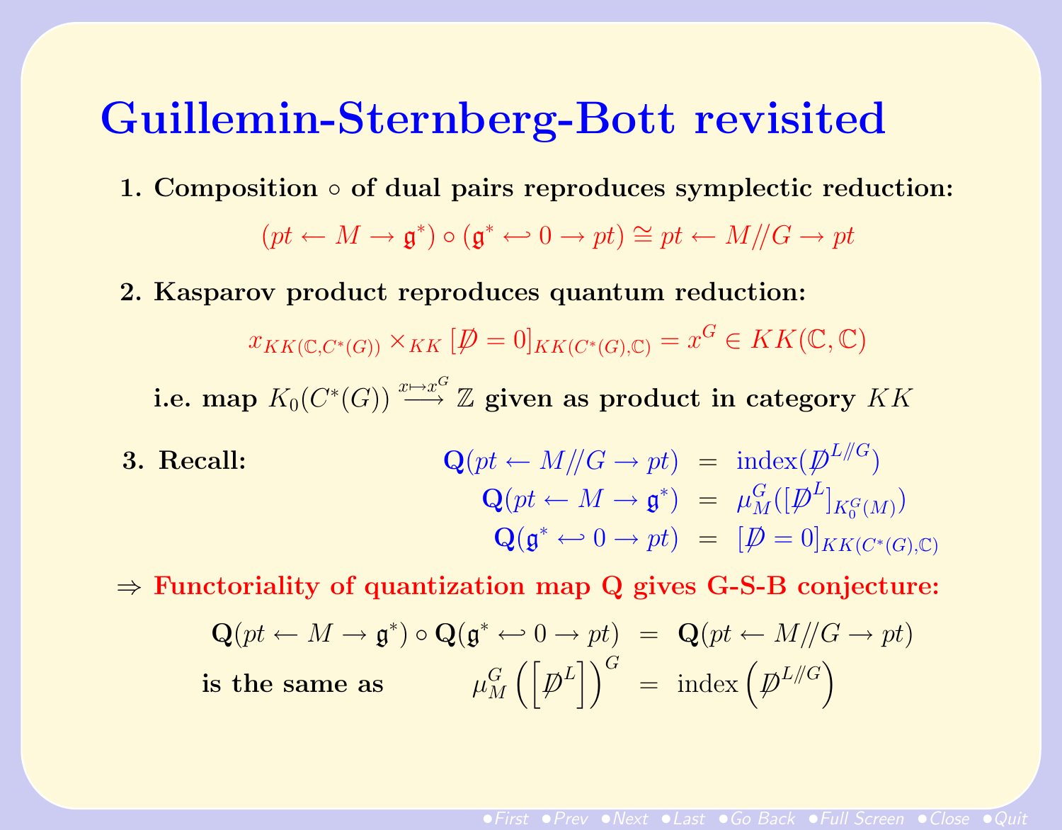# Guillemin-Sternberg-Bott revisited

1. **Composition $\circ$ of dual pairs reproduces symplectic reduction:**

$$(pt \leftarrow M \rightarrow \mathfrak{g}^*) \circ (\mathfrak{g}^* \hookleftarrow 0 \rightarrow pt) \cong pt \leftarrow M/\!/G \rightarrow pt$$

2. **Kasparov product reproduces quantum reduction:**

$$x_{KK(\mathbb{C},C^*(G))} \times_{KK} [\not{D} = 0]_{KK(C^*(G),\mathbb{C})} = x^G \in KK(\mathbb{C},\mathbb{C})$$

**i.e. map** $K_0(C^*(G)) \stackrel{x \mapsto x^G}{\longrightarrow} \mathbb{Z}$ **given as product in category** $KK$

3. **Recall:**

$$\begin{aligned}
\mathbf{Q}(pt \leftarrow M/\!/G \rightarrow pt) &= \text{index}(\not{D}^{L/\!/G}) \\
\mathbf{Q}(pt \leftarrow M \rightarrow \mathfrak{g}^*) &= \mu_M^G([\not{D}^L]_{K_0^G(M)}) \\
\mathbf{Q}(\mathfrak{g}^* \hookleftarrow 0 \rightarrow pt) &= [\not{D} = 0]_{KK(C^*(G),\mathbb{C})}
\end{aligned}$$

$\Rightarrow$ **Functoriality of quantization map Q gives G-S-B conjecture:**

$$\mathbf{Q}(pt \leftarrow M \rightarrow \mathfrak{g}^*) \circ \mathbf{Q}(\mathfrak{g}^* \hookleftarrow 0 \rightarrow pt) = \mathbf{Q}(pt \leftarrow M/\!/G \rightarrow pt)$$

**is the same as**

$$\mu_M^G\left(\left[\not{D}^L\right]\right)^G = \text{index}\left(\not{D}^{L/\!/G}\right)$$